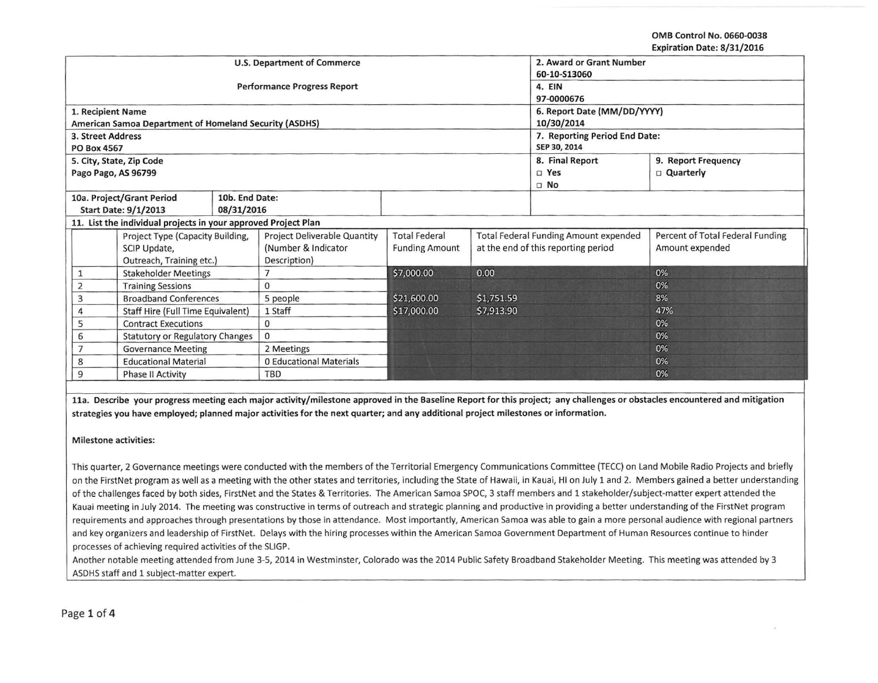OMB Control No. 0660-0038
Expiration Date: 8/31/2016

| U.S. Department of Commerce<br>Performance Progress Report | 2. Award or Grant Number<br>60-10-S13060 | |
|---|---|---|
| | 4. EIN<br>97-0000676 | |
| 1. Recipient Name<br>American Samoa Department of Homeland Security (ASDHS) | 6. Report Date (MM/DD/YYYY)<br>10/30/2014 | |
| 3. Street Address<br>PO Box 4567 | 7. Reporting Period End Date:<br>SEP 30, 2014 | |
| 5. City, State, Zip Code<br>Pago Pago, AS 96799 | 8. Final Report<br>□ Yes<br>□ No | 9. Report Frequency<br>□ Quarterly |
| 10a. Project/Grant Period Start Date: 9/1/2013 | 10b. End Date: 08/31/2016 | |

**11. List the individual projects in your approved Project Plan**

| | Project Type (Capacity Building, SCIP Update, Outreach, Training etc.) | Project Deliverable Quantity (Number & Indicator Description) | Total Federal Funding Amount | Total Federal Funding Amount expended at the end of this reporting period | Percent of Total Federal Funding Amount expended |
|---|---|---|---|---|---|
| 1 | Stakeholder Meetings | 7 | $7,000.00 | 0.00 | 0% |
| 2 | Training Sessions | 0 | | | 0% |
| 3 | Broadband Conferences | 5 people | $21,600.00 | $1,751.59 | 8% |
| 4 | Staff Hire (Full Time Equivalent) | 1 Staff | $17,000.00 | $7,913.90 | 47% |
| 5 | Contract Executions | 0 | | | 0% |
| 6 | Statutory or Regulatory Changes | 0 | | | 0% |
| 7 | Governance Meeting | 2 Meetings | | | 0% |
| 8 | Educational Material | 0 Educational Materials | | | 0% |
| 9 | Phase II Activity | TBD | | | 0% |

**11a. Describe your progress meeting each major activity/milestone approved in the Baseline Report for this project; any challenges or obstacles encountered and mitigation strategies you have employed; planned major activities for the next quarter; and any additional project milestones or information.**

**Milestone activities:**

This quarter, 2 Governance meetings were conducted with the members of the Territorial Emergency Communications Committee (TECC) on Land Mobile Radio Projects and briefly on the FirstNet program as well as a meeting with the other states and territories, including the State of Hawaii, in Kauai, HI on July 1 and 2. Members gained a better understanding of the challenges faced by both sides, FirstNet and the States & Territories. The American Samoa SPOC, 3 staff members and 1 stakeholder/subject-matter expert attended the Kauai meeting in July 2014. The meeting was constructive in terms of outreach and strategic planning and productive in providing a better understanding of the FirstNet program requirements and approaches through presentations by those in attendance. Most importantly, American Samoa was able to gain a more personal audience with regional partners and key organizers and leadership of FirstNet. Delays with the hiring processes within the American Samoa Government Department of Human Resources continue to hinder processes of achieving required activities of the SLIGP.

Another notable meeting attended from June 3-5, 2014 in Westminster, Colorado was the 2014 Public Safety Broadband Stakeholder Meeting. This meeting was attended by 3 ASDHS staff and 1 subject-matter expert.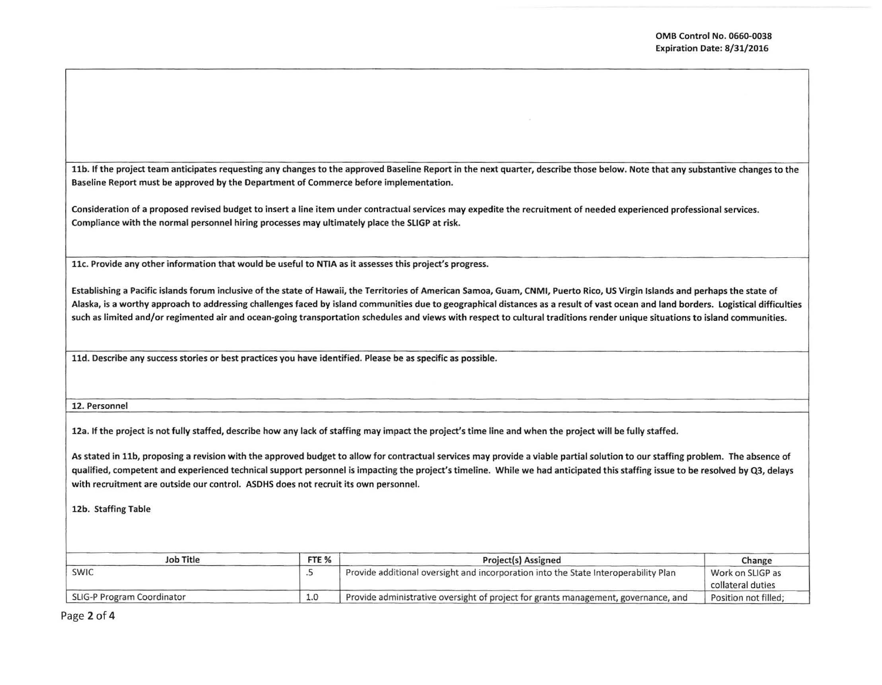**11b. If the project team anticipates requesting any changes to the approved Baseline Report in the next quarter, describe those below. Note that any substantive changes to the Baseline Report must be approved by the Department of Commerce before implementation.**

**Consideration of a proposed revised budget to insert a line item under contractual services may expedite the recruitment of needed experienced professional services. Compliance with the normal personnel hiring processes may ultimately place the SLIGP at risk.**

**11c. Provide any other information that would be useful to NTIA as it assesses this project's progress.**

**Establishing a Pacific islands forum inclusive of the state of Hawaii, the Territories of American Samoa, Guam, CNMI, Puerto Rico, US Virgin Islands and perhaps the state of Alaska, is a worthy approach to addressing challenges faced by island communities due to geographical distances as a result of vast ocean and land borders. Logistical difficulties such as limited and/or regimented air and ocean-going transportation schedules and views with respect to cultural traditions render unique situations to island communities.**

**11d. Describe any success stories or best practices you have identified. Please be as specific as possible.**

**12. Personnel**

**12a. If the project is not fully staffed, describe how any lack of staffing may impact the project's time line and when the project will be fully staffed.**

**As stated in 11b, proposing a revision with the approved budget to allow for contractual services may provide a viable partial solution to our staffing problem. The absence of qualified, competent and experienced technical support personnel is impacting the project's timeline. While we had anticipated this staffing issue to be resolved by Q3, delays with recruitment are outside our control. ASDHS does not recruit its own personnel.**

**12b. Staffing Table**

| Job Title | FTE % | Project(s) Assigned | Change |
|---|---|---|---|
| SWIC | .5 | Provide additional oversight and incorporation into the State Interoperability Plan | Work on SLIGP as collateral duties |
| SLIG-P Program Coordinator | 1.0 | Provide administrative oversight of project for grants management, governance, and | Position not filled; |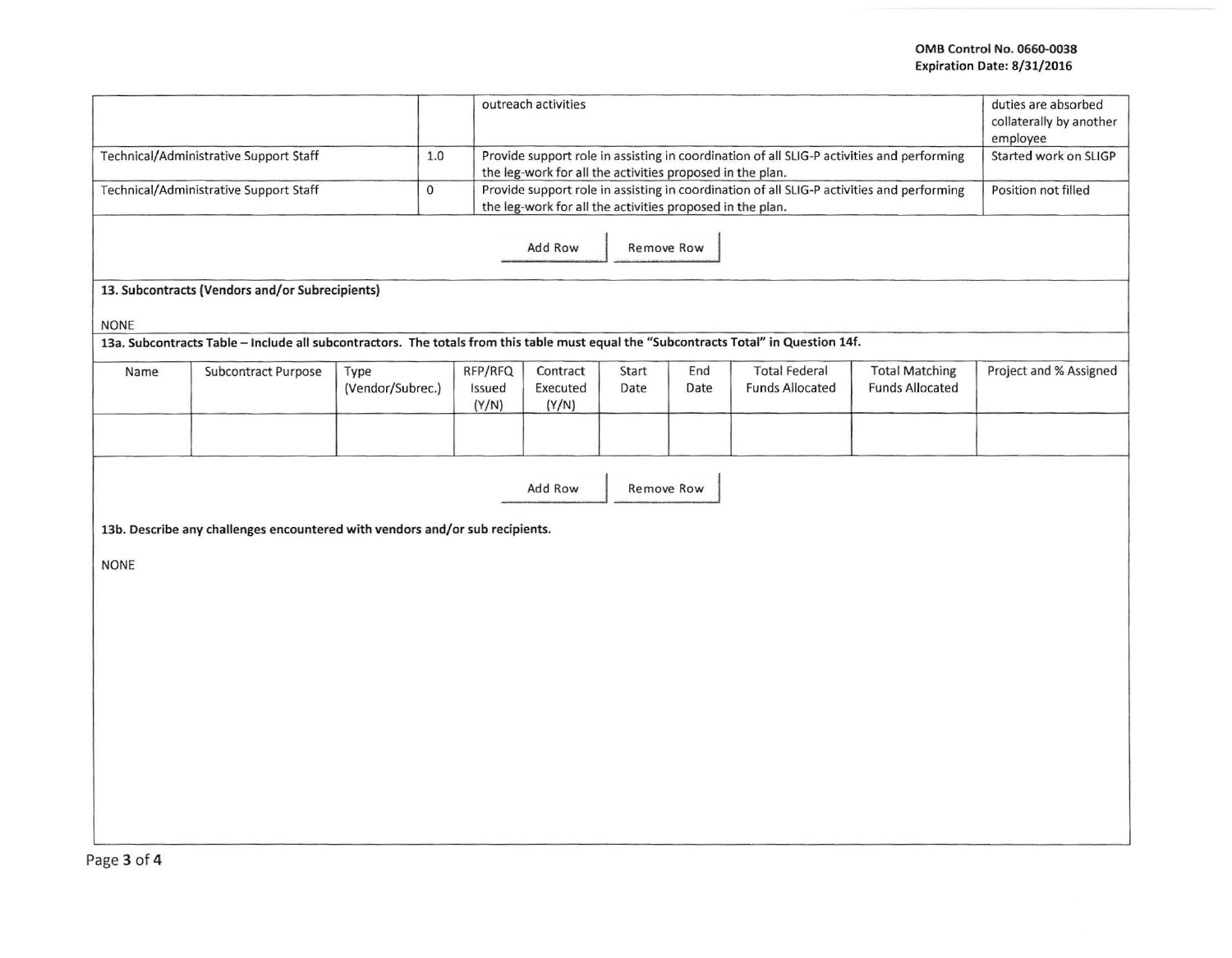OMB Control No. 0660-0038
Expiration Date: 8/31/2016

| | | | |
|---|---|---|---|
| | | outreach activities | duties are absorbed collaterally by another employee |
| Technical/Administrative Support Staff | 1.0 | Provide support role in assisting in coordination of all SLIG-P activities and performing the leg-work for all the activities proposed in the plan. | Started work on SLIGP |
| Technical/Administrative Support Staff | 0 | Provide support role in assisting in coordination of all SLIG-P activities and performing the leg-work for all the activities proposed in the plan. | Position not filled |

Add Row | Remove Row

**13. Subcontracts (Vendors and/or Subrecipients)**

NONE

**13a. Subcontracts Table – Include all subcontractors. The totals from this table must equal the "Subcontracts Total" in Question 14f.**

| Name | Subcontract Purpose | Type (Vendor/Subrec.) | RFP/RFQ Issued (Y/N) | Contract Executed (Y/N) | Start Date | End Date | Total Federal Funds Allocated | Total Matching Funds Allocated | Project and % Assigned |
|---|---|---|---|---|---|---|---|---|---|
| | | | | | | | | | |

Add Row | Remove Row

**13b. Describe any challenges encountered with vendors and/or sub recipients.**

NONE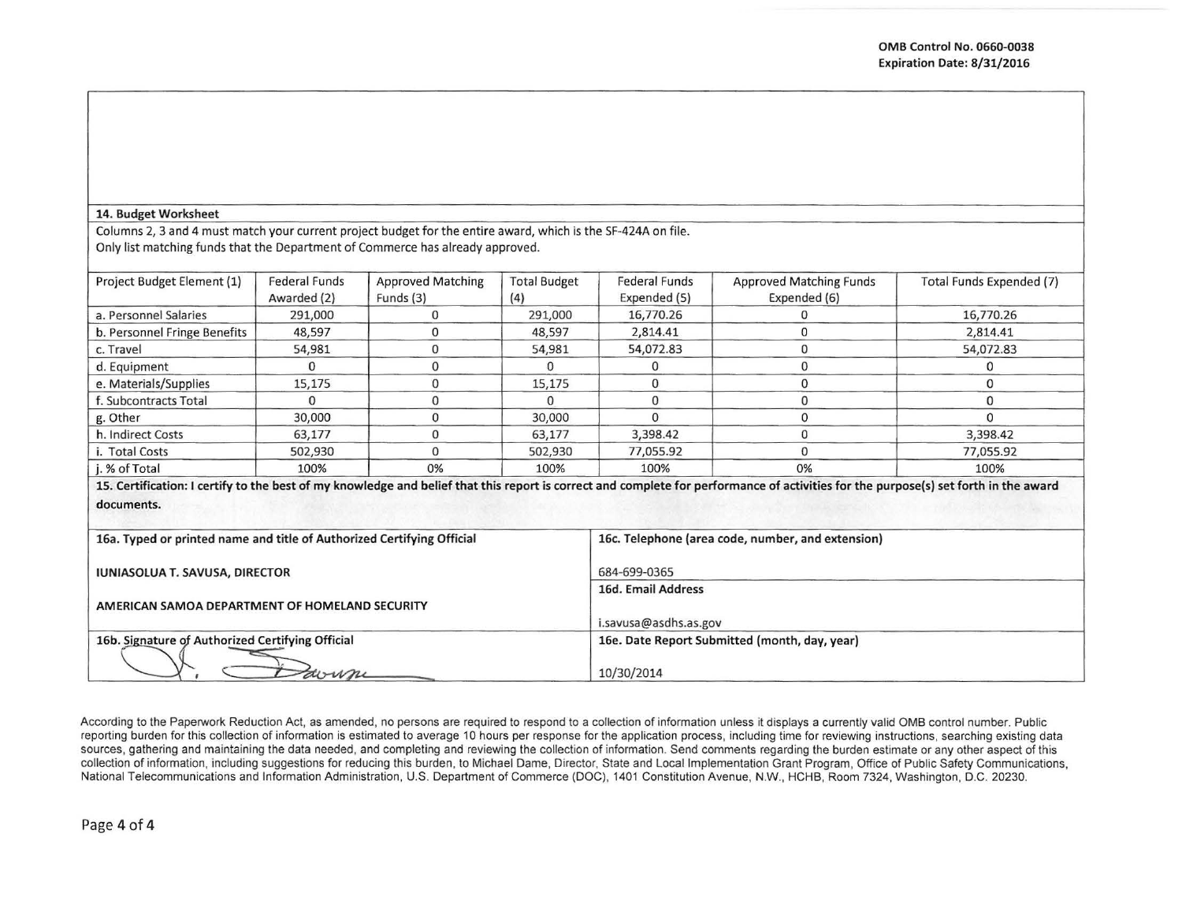OMB Control No. 0660-0038
Expiration Date: 8/31/2016

**14. Budget Worksheet**

Columns 2, 3 and 4 must match your current project budget for the entire award, which is the SF-424A on file.
Only list matching funds that the Department of Commerce has already approved.

| Project Budget Element (1) | Federal Funds Awarded (2) | Approved Matching Funds (3) | Total Budget (4) | Federal Funds Expended (5) | Approved Matching Funds Expended (6) | Total Funds Expended (7) |
|---|---|---|---|---|---|---|
| a. Personnel Salaries | 291,000 | 0 | 291,000 | 16,770.26 | 0 | 16,770.26 |
| b. Personnel Fringe Benefits | 48,597 | 0 | 48,597 | 2,814.41 | 0 | 2,814.41 |
| c. Travel | 54,981 | 0 | 54,981 | 54,072.83 | 0 | 54,072.83 |
| d. Equipment | 0 | 0 | 0 | 0 | 0 | 0 |
| e. Materials/Supplies | 15,175 | 0 | 15,175 | 0 | 0 | 0 |
| f. Subcontracts Total | 0 | 0 | 0 | 0 | 0 | 0 |
| g. Other | 30,000 | 0 | 30,000 | 0 | 0 | 0 |
| h. Indirect Costs | 63,177 | 0 | 63,177 | 3,398.42 | 0 | 3,398.42 |
| i. Total Costs | 502,930 | 0 | 502,930 | 77,055.92 | 0 | 77,055.92 |
| j. % of Total | 100% | 0% | 100% | 100% | 0% | 100% |

**15. Certification: I certify to the best of my knowledge and belief that this report is correct and complete for performance of activities for the purpose(s) set forth in the award documents.**

| | |
|---|---|
| **16a. Typed or printed name and title of Authorized Certifying Official**<br><br>**IUNIASOLUA T. SAVUSA, DIRECTOR**<br><br>**AMERICAN SAMOA DEPARTMENT OF HOMELAND SECURITY** | **16c. Telephone (area code, number, and extension)**<br><br>684-699-0365<br><br>**16d. Email Address**<br><br>i.savusa@asdhs.as.gov |
| **16b. Signature of Authorized Certifying Official**<br><br>(signature) | **16e. Date Report Submitted (month, day, year)**<br><br>10/30/2014 |

According to the Paperwork Reduction Act, as amended, no persons are required to respond to a collection of information unless it displays a currently valid OMB control number. Public reporting burden for this collection of information is estimated to average 10 hours per response for the application process, including time for reviewing instructions, searching existing data sources, gathering and maintaining the data needed, and completing and reviewing the collection of information. Send comments regarding the burden estimate or any other aspect of this collection of information, including suggestions for reducing this burden, to Michael Dame, Director, State and Local Implementation Grant Program, Office of Public Safety Communications, National Telecommunications and Information Administration, U.S. Department of Commerce (DOC), 1401 Constitution Avenue, N.W., HCHB, Room 7324, Washington, D.C. 20230.